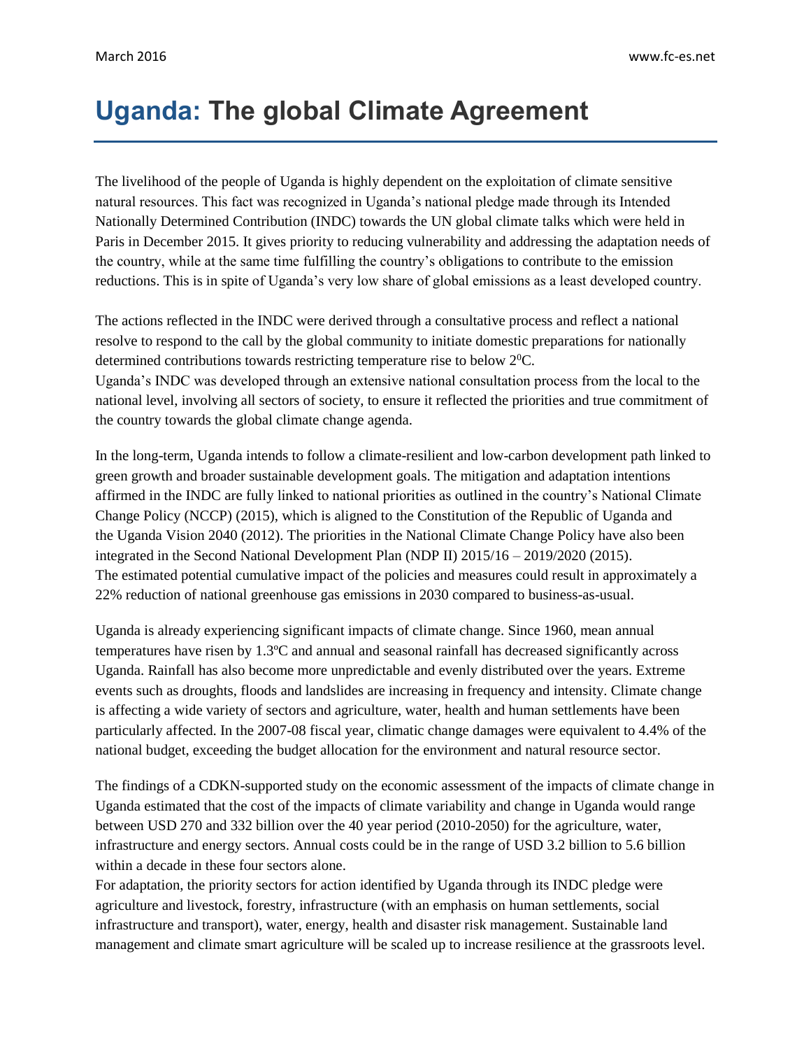# Uganda: The global Climate Agreement

The livelihood of the people of Uganda is highly dependent on the exploitation of climate sensitive natural resources. This fact was recognized in Uganda's national pledge made through its Intended Nationally Determined Contribution (INDC) towards the UN global climate talks which were held in Paris in December 2015. It gives priority to reducing vulnerability and addressing the adaptation needs of the country, while at the same time fulfilling the country's obligations to contribute to the emission reductions. This is in spite of Uganda's very low share of global emissions as a least developed country.

The actions reflected in the INDC were derived through a consultative process and reflect a national resolve to respond to the call by the global community to initiate domestic preparations for nationally determined contributions towards restricting temperature rise to below $2^0$C.
Uganda's INDC was developed through an extensive national consultation process from the local to the national level, involving all sectors of society, to ensure it reflected the priorities and true commitment of the country towards the global climate change agenda.

In the long-term, Uganda intends to follow a climate-resilient and low-carbon development path linked to green growth and broader sustainable development goals. The mitigation and adaptation intentions affirmed in the INDC are fully linked to national priorities as outlined in the country's National Climate Change Policy (NCCP) (2015), which is aligned to the Constitution of the Republic of Uganda and the Uganda Vision 2040 (2012). The priorities in the National Climate Change Policy have also been integrated in the Second National Development Plan (NDP II) 2015/16 – 2019/2020 (2015).
The estimated potential cumulative impact of the policies and measures could result in approximately a 22% reduction of national greenhouse gas emissions in 2030 compared to business-as-usual.

Uganda is already experiencing significant impacts of climate change. Since 1960, mean annual temperatures have risen by 1.3ºC and annual and seasonal rainfall has decreased significantly across Uganda. Rainfall has also become more unpredictable and evenly distributed over the years. Extreme events such as droughts, floods and landslides are increasing in frequency and intensity. Climate change is affecting a wide variety of sectors and agriculture, water, health and human settlements have been particularly affected. In the 2007-08 fiscal year, climatic change damages were equivalent to 4.4% of the national budget, exceeding the budget allocation for the environment and natural resource sector.

The findings of a CDKN-supported study on the economic assessment of the impacts of climate change in Uganda estimated that the cost of the impacts of climate variability and change in Uganda would range between USD 270 and 332 billion over the 40 year period (2010-2050) for the agriculture, water, infrastructure and energy sectors. Annual costs could be in the range of USD 3.2 billion to 5.6 billion within a decade in these four sectors alone.
For adaptation, the priority sectors for action identified by Uganda through its INDC pledge were agriculture and livestock, forestry, infrastructure (with an emphasis on human settlements, social infrastructure and transport), water, energy, health and disaster risk management. Sustainable land management and climate smart agriculture will be scaled up to increase resilience at the grassroots level.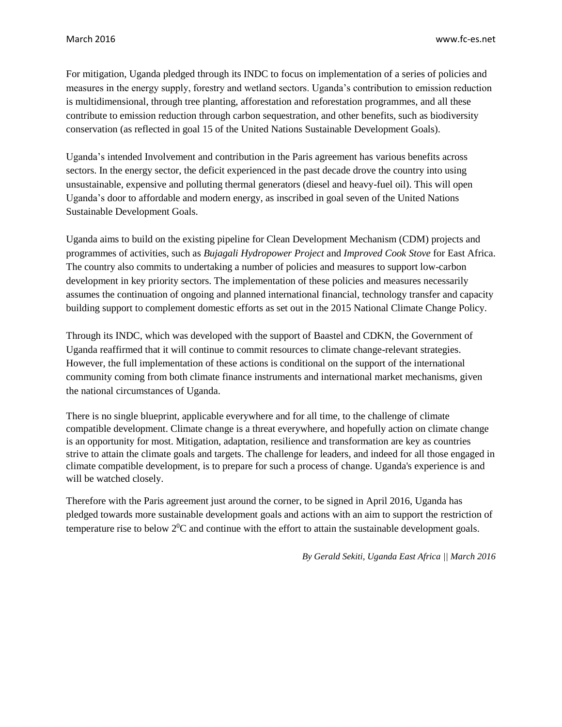For mitigation, Uganda pledged through its INDC to focus on implementation of a series of policies and measures in the energy supply, forestry and wetland sectors. Uganda's contribution to emission reduction is multidimensional, through tree planting, afforestation and reforestation programmes, and all these contribute to emission reduction through carbon sequestration, and other benefits, such as biodiversity conservation (as reflected in goal 15 of the United Nations Sustainable Development Goals).

Uganda's intended Involvement and contribution in the Paris agreement has various benefits across sectors. In the energy sector, the deficit experienced in the past decade drove the country into using unsustainable, expensive and polluting thermal generators (diesel and heavy-fuel oil). This will open Uganda's door to affordable and modern energy, as inscribed in goal seven of the United Nations Sustainable Development Goals.

Uganda aims to build on the existing pipeline for Clean Development Mechanism (CDM) projects and programmes of activities, such as *Bujagali Hydropower Project* and *Improved Cook Stove* for East Africa. The country also commits to undertaking a number of policies and measures to support low-carbon development in key priority sectors. The implementation of these policies and measures necessarily assumes the continuation of ongoing and planned international financial, technology transfer and capacity building support to complement domestic efforts as set out in the 2015 National Climate Change Policy.

Through its INDC, which was developed with the support of Baastel and CDKN, the Government of Uganda reaffirmed that it will continue to commit resources to climate change-relevant strategies. However, the full implementation of these actions is conditional on the support of the international community coming from both climate finance instruments and international market mechanisms, given the national circumstances of Uganda.

There is no single blueprint, applicable everywhere and for all time, to the challenge of climate compatible development. Climate change is a threat everywhere, and hopefully action on climate change is an opportunity for most. Mitigation, adaptation, resilience and transformation are key as countries strive to attain the climate goals and targets. The challenge for leaders, and indeed for all those engaged in climate compatible development, is to prepare for such a process of change. Uganda's experience is and will be watched closely.

Therefore with the Paris agreement just around the corner, to be signed in April 2016, Uganda has pledged towards more sustainable development goals and actions with an aim to support the restriction of temperature rise to below $2^0$C and continue with the effort to attain the sustainable development goals.

*By Gerald Sekiti, Uganda East Africa || March 2016*